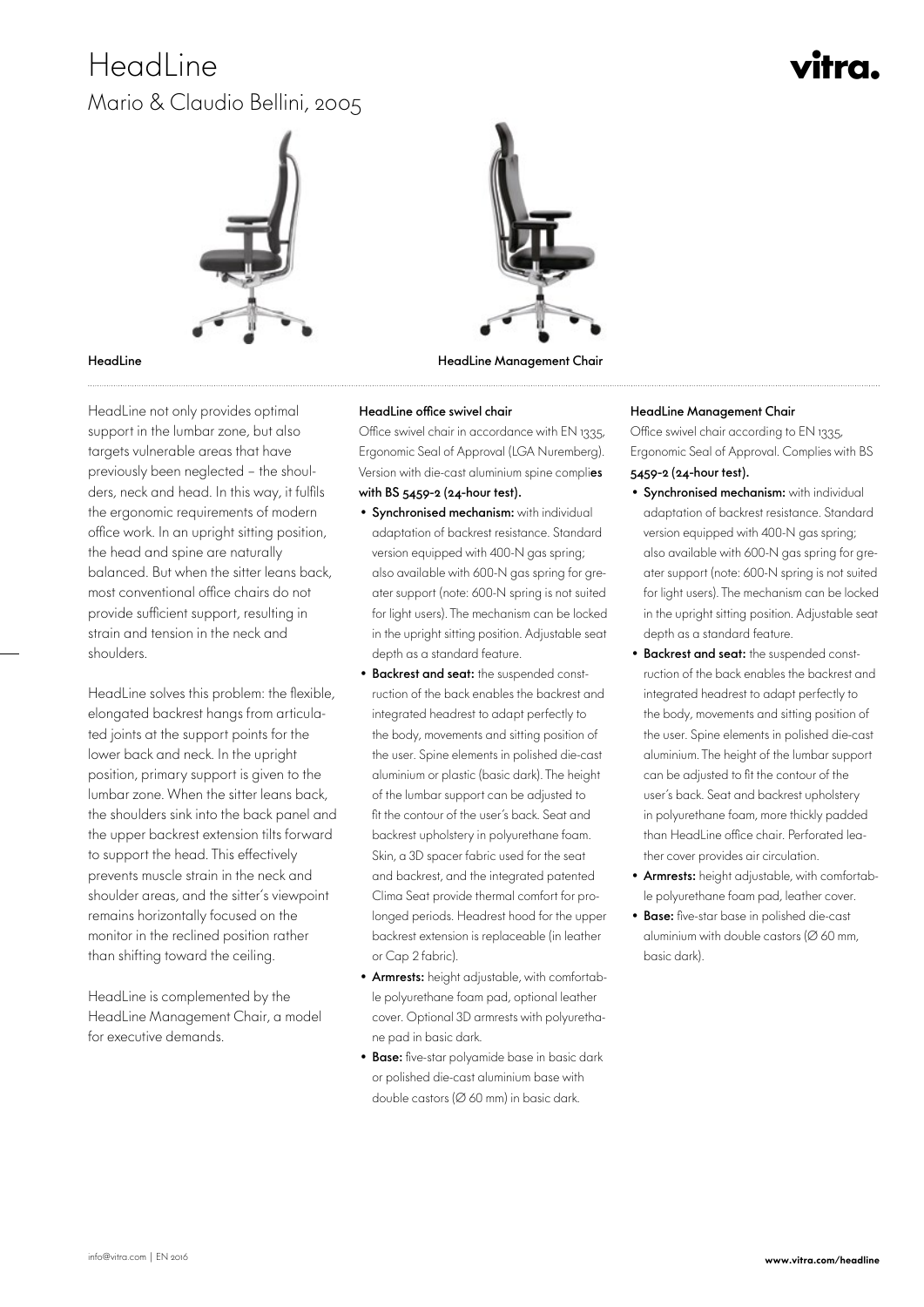# HeadLine

## Mario & Claudio Bellini, 2005

vitra.

**HeadLine**

**HeadLine Management Chair**

HeadLine not only provides optimal support in the lumbar zone, but also targets vulnerable areas that have previously been neglected – the shoulders, neck and head. In this way, it fulfils the ergonomic requirements of modern office work. In an upright sitting position, the head and spine are naturally balanced. But when the sitter leans back, most conventional office chairs do not provide sufficient support, resulting in strain and tension in the neck and shoulders.

HeadLine solves this problem: the flexible, elongated backrest hangs from articulated joints at the support points for the lower back and neck. In the upright position, primary support is given to the lumbar zone. When the sitter leans back, the shoulders sink into the back panel and the upper backrest extension tilts forward to support the head. This effectively prevents muscle strain in the neck and shoulder areas, and the sitter's viewpoint remains horizontally focused on the monitor in the reclined position rather than shifting toward the ceiling.

HeadLine is complemented by the HeadLine Management Chair, a model for executive demands.

### HeadLine office swivel chair

Office swivel chair in accordance with EN 1335, Ergonomic Seal of Approval (LGA Nuremberg). Version with die-cast aluminium spine complies with BS 5459-2 (24-hour test).

- **Synchronised mechanism:** with individual adaptation of backrest resistance. Standard version equipped with 400-N gas spring; also available with 600-N gas spring for greater support (note: 600-N spring is not suited for light users). The mechanism can be locked in the upright sitting position. Adjustable seat depth as a standard feature.
- **Backrest and seat:** the suspended construction of the back enables the backrest and integrated headrest to adapt perfectly to the body, movements and sitting position of the user. Spine elements in polished die-cast aluminium or plastic (basic dark). The height of the lumbar support can be adjusted to fit the contour of the user's back. Seat and backrest upholstery in polyurethane foam. Skin, a 3D spacer fabric used for the seat and backrest, and the integrated patented Clima Seat provide thermal comfort for prolonged periods. Headrest hood for the upper backrest extension is replaceable (in leather or Cap 2 fabric).
- **Armrests:** height adjustable, with comfortable polyurethane foam pad, optional leather cover. Optional 3D armrests with polyurethane pad in basic dark.
- **Base:** five-star polyamide base in basic dark or polished die-cast aluminium base with double castors (Ø 60 mm) in basic dark.

### HeadLine Management Chair

Office swivel chair according to EN 1335, Ergonomic Seal of Approval. Complies with BS 5459-2 (24-hour test).

- **Synchronised mechanism:** with individual adaptation of backrest resistance. Standard version equipped with 400-N gas spring; also available with 600-N gas spring for greater support (note: 600-N spring is not suited for light users). The mechanism can be locked in the upright sitting position. Adjustable seat depth as a standard feature.
- **Backrest and seat:** the suspended construction of the back enables the backrest and integrated headrest to adapt perfectly to the body, movements and sitting position of the user. Spine elements in polished die-cast aluminium. The height of the lumbar support can be adjusted to fit the contour of the user's back. Seat and backrest upholstery in polyurethane foam, more thickly padded than HeadLine office chair. Perforated leather cover provides air circulation.
- **Armrests:** height adjustable, with comfortable polyurethane foam pad, leather cover.
- **Base:** five-star base in polished die-cast aluminium with double castors (Ø 60 mm, basic dark).

info@vitra.com | EN 2016

**www.vitra.com/headline**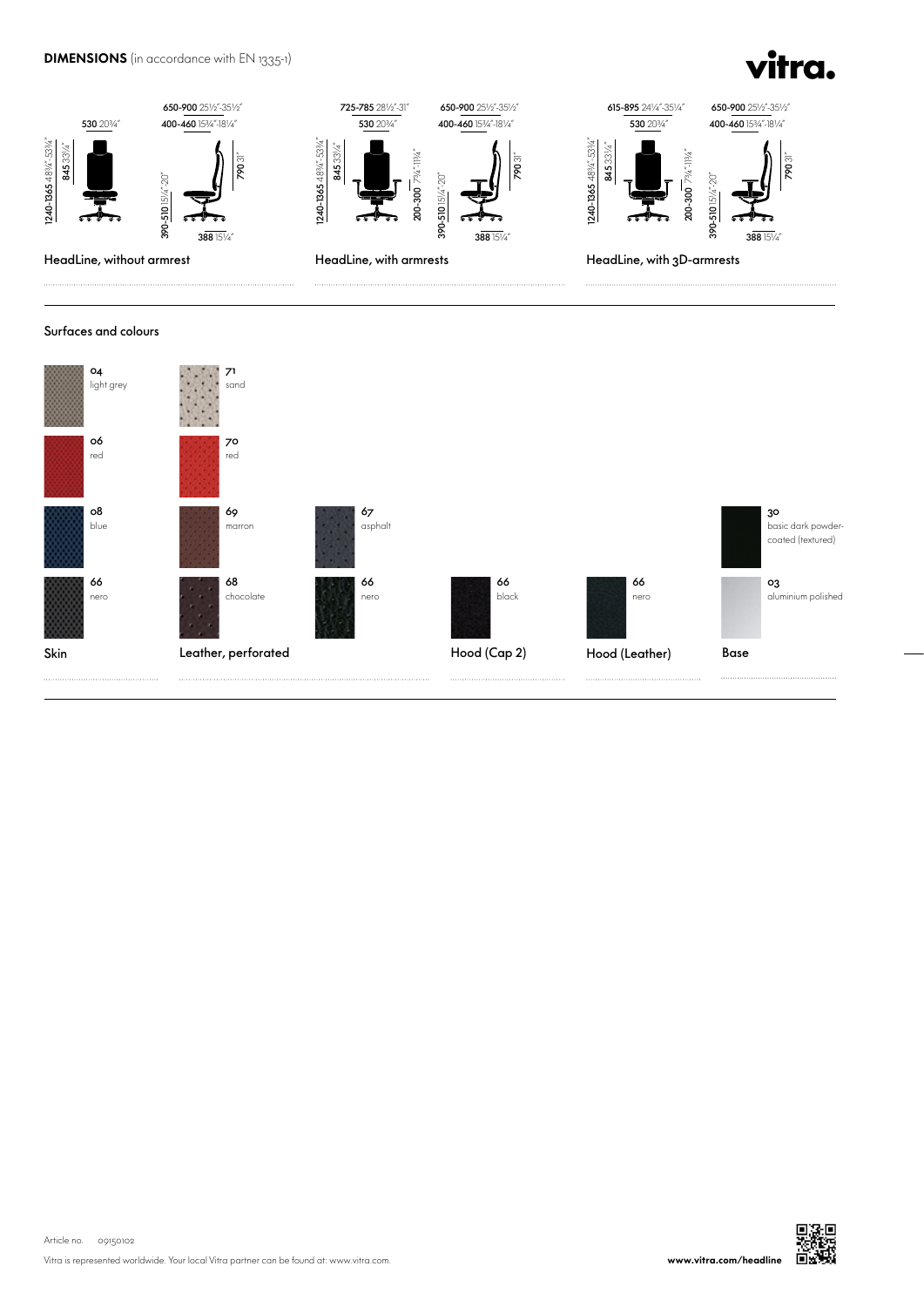**DIMENSIONS** (in accordance with EN 1335-1)

vitra.

650-900 25½"-35½"
530 20¾"
400-460 15¾"-18¼"
1240-1365 48¾"-53¾"
845 33¼"
390-510 15¼"-20"
790 31"
388 15¼"

HeadLine, without armrest

725-785 28½"-31"
650-900 25½"-35½"
530 20¾"
400-460 15¾"-18¼"
1240-1365 48¾"-53¾"
845 33¼"
200-300 7¾"-11¾"
390-510 15¼"-20"
790 31"
388 15¼"

HeadLine, with armrests

615-895 24¼"-35¼"
650-900 25½"-35½"
530 20¾"
400-460 15¾"-18¼"
1240-1365 48¾"-53¾"
845 33¼"
200-300 7¾"-11¾"
390-510 15¼"-20"
790 31"
388 15¼"

HeadLine, with 3D-armrests

## Surfaces and colours

**Skin**

- 04 light grey
- 06 red
- 08 blue
- 66 nero

**Leather, perforated**

- 71 sand
- 70 red
- 69 marron
- 68 chocolate
- 67 asphalt
- 66 nero

**Hood (Cap 2)**

- 66 black

**Hood (Leather)**

- 66 nero

**Base**

- 30 basic dark powder-coated (textured)
- 03 aluminium polished

Article no. 09150102

Vitra is represented worldwide. Your local Vitra partner can be found at: www.vitra.com.

**www.vitra.com/headline**